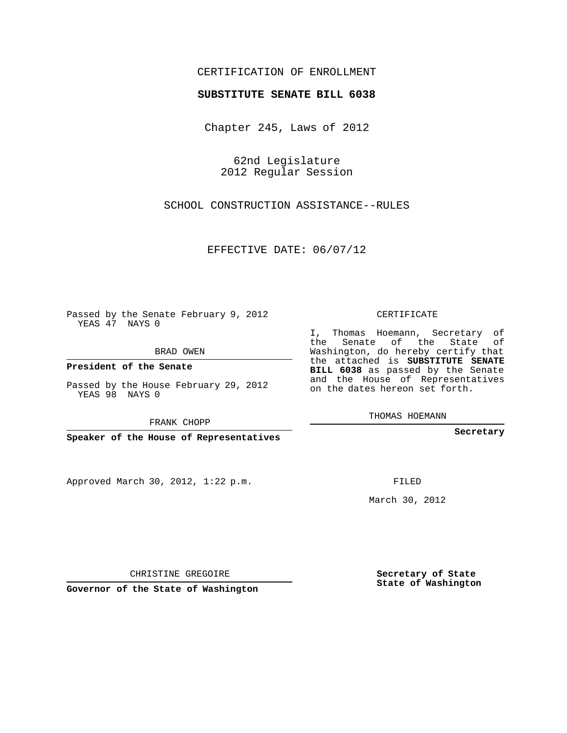CERTIFICATION OF ENROLLMENT

**SUBSTITUTE SENATE BILL 6038**

Chapter 245, Laws of 2012

62nd Legislature
2012 Regular Session

SCHOOL CONSTRUCTION ASSISTANCE--RULES

EFFECTIVE DATE: 06/07/12

Passed by the Senate February 9, 2012
YEAS 47 NAYS 0

BRAD OWEN

**President of the Senate**

Passed by the House February 29, 2012
YEAS 98 NAYS 0

FRANK CHOPP

**Speaker of the House of Representatives**

Approved March 30, 2012, 1:22 p.m.

CHRISTINE GREGOIRE

**Governor of the State of Washington**

CERTIFICATE

I, Thomas Hoemann, Secretary of the Senate of the State of Washington, do hereby certify that the attached is **SUBSTITUTE SENATE BILL 6038** as passed by the Senate and the House of Representatives on the dates hereon set forth.

THOMAS HOEMANN

**Secretary**

FILED

March 30, 2012

**Secretary of State**
**State of Washington**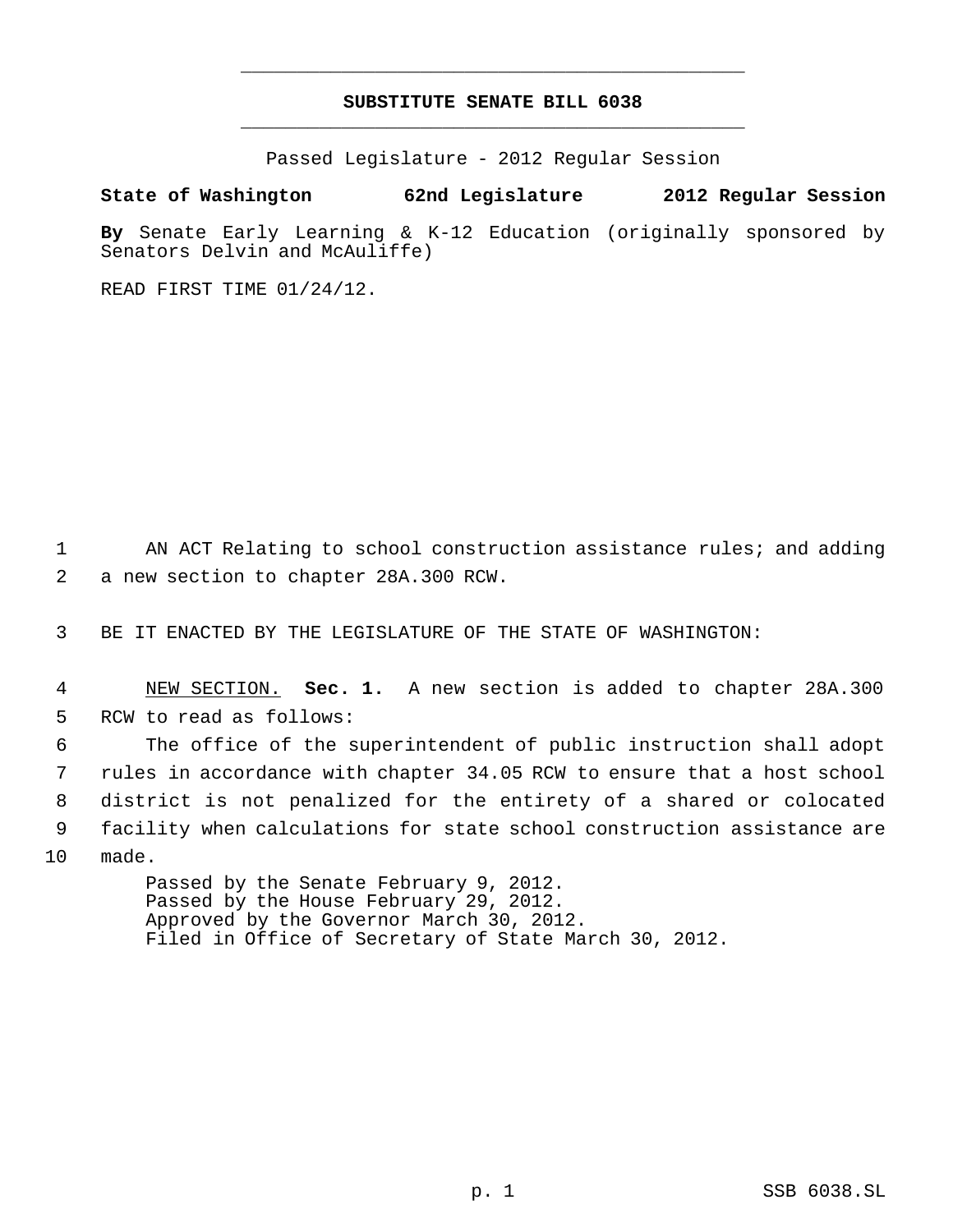# SUBSTITUTE SENATE BILL 6038

Passed Legislature - 2012 Regular Session

**State of Washington 62nd Legislature 2012 Regular Session**

**By** Senate Early Learning & K-12 Education (originally sponsored by Senators Delvin and McAuliffe)

READ FIRST TIME 01/24/12.

AN ACT Relating to school construction assistance rules; and adding a new section to chapter 28A.300 RCW.

BE IT ENACTED BY THE LEGISLATURE OF THE STATE OF WASHINGTON:

NEW SECTION. **Sec. 1.** A new section is added to chapter 28A.300 RCW to read as follows:

The office of the superintendent of public instruction shall adopt rules in accordance with chapter 34.05 RCW to ensure that a host school district is not penalized for the entirety of a shared or colocated facility when calculations for state school construction assistance are made.

Passed by the Senate February 9, 2012.
Passed by the House February 29, 2012.
Approved by the Governor March 30, 2012.
Filed in Office of Secretary of State March 30, 2012.